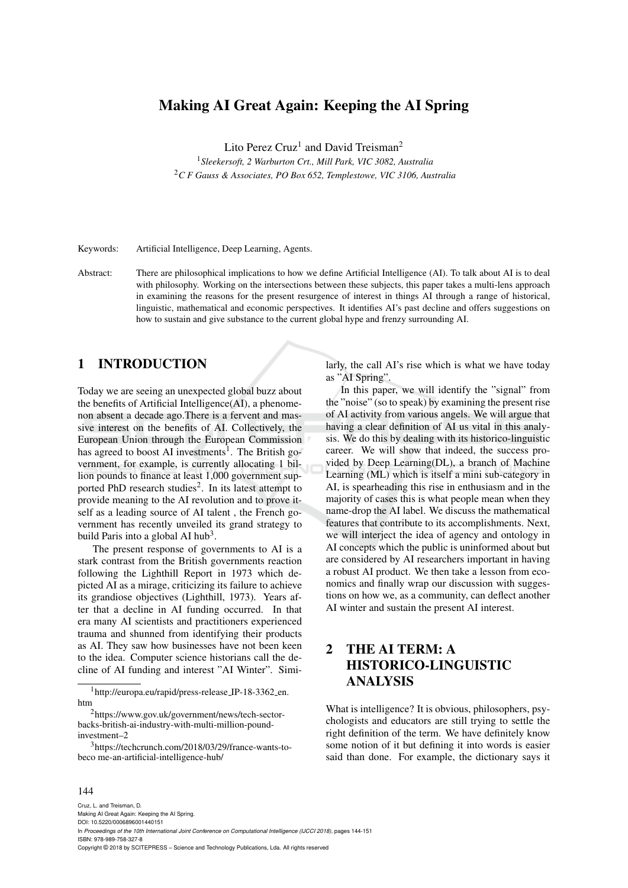# Making AI Great Again: Keeping the AI Spring

Lito Perez Cruz[1] and David Treisman[2]

[1] *Sleekersoft, 2 Warburton Crt., Mill Park, VIC 3082, Australia*

[2] *C F Gauss & Associates, PO Box 652, Templestowe, VIC 3106, Australia*

Keywords: Artificial Intelligence, Deep Learning, Agents.

Abstract: There are philosophical implications to how we define Artificial Intelligence (AI). To talk about AI is to deal with philosophy. Working on the intersections between these subjects, this paper takes a multi-lens approach in examining the reasons for the present resurgence of interest in things AI through a range of historical, linguistic, mathematical and economic perspectives. It identifies AI's past decline and offers suggestions on how to sustain and give substance to the current global hype and frenzy surrounding AI.

## 1 INTRODUCTION

Today we are seeing an unexpected global buzz about the benefits of Artificial Intelligence(AI), a phenomenon absent a decade ago.There is a fervent and massive interest on the benefits of AI. Collectively, the European Union through the European Commission has agreed to boost AI investments[1]. The British government, for example, is currently allocating 1 billion pounds to finance at least 1,000 government supported PhD research studies[2]. In its latest attempt to provide meaning to the AI revolution and to prove itself as a leading source of AI talent , the French government has recently unveiled its grand strategy to build Paris into a global AI hub[3].

The present response of governments to AI is a stark contrast from the British governments reaction following the Lighthill Report in 1973 which depicted AI as a mirage, criticizing its failure to achieve its grandiose objectives (Lighthill, 1973). Years after that a decline in AI funding occurred. In that era many AI scientists and practitioners experienced trauma and shunned from identifying their products as AI. They saw how businesses have not been keen to the idea. Computer science historians call the decline of AI funding and interest "AI Winter". Similarly, the call AI's rise which is what we have today as "AI Spring".

In this paper, we will identify the "signal" from the "noise" (so to speak) by examining the present rise of AI activity from various angels. We will argue that having a clear definition of AI us vital in this analysis. We do this by dealing with its historico-linguistic career. We will show that indeed, the success provided by Deep Learning(DL), a branch of Machine Learning (ML) which is itself a mini sub-category in AI, is spearheading this rise in enthusiasm and in the majority of cases this is what people mean when they name-drop the AI label. We discuss the mathematical features that contribute to its accomplishments. Next, we will interject the idea of agency and ontology in AI concepts which the public is uninformed about but are considered by AI researchers important in having a robust AI product. We then take a lesson from economics and finally wrap our discussion with suggestions on how we, as a community, can deflect another AI winter and sustain the present AI interest.

## 2 THE AI TERM: A HISTORICO-LINGUISTIC ANALYSIS

What is intelligence? It is obvious, philosophers, psychologists and educators are still trying to settle the right definition of the term. We have definitely know some notion of it but defining it into words is easier said than done. For example, the dictionary says it

[1] http://europa.eu/rapid/press-release_IP-18-3362_en.htm

[2] https://www.gov.uk/government/news/tech-sector-backs-british-ai-industry-with-multi-million-pound-investment--2

[3] https://techcrunch.com/2018/03/29/france-wants-to-beco me-an-artificial-intelligence-hub/

Cruz, L. and Treisman, D.
Making AI Great Again: Keeping the AI Spring.
DOI: 10.5220/0006896001440151
In *Proceedings of the 10th International Joint Conference on Computational Intelligence (IJCCI 2018)*, pages 144-151
ISBN: 978-989-758-327-8
Copyright © 2018 by SCITEPRESS – Science and Technology Publications, Lda. All rights reserved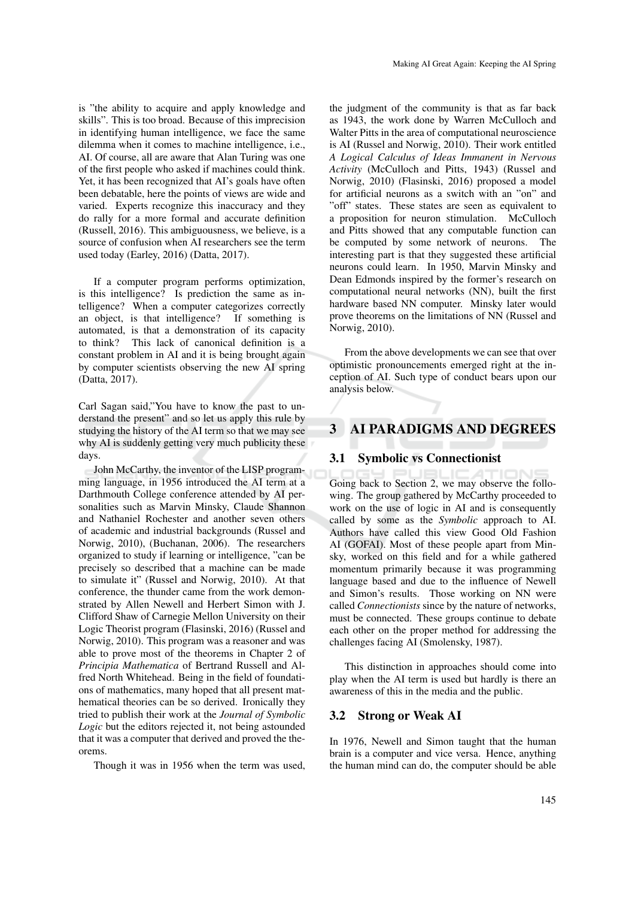is "the ability to acquire and apply knowledge and skills". This is too broad. Because of this imprecision in identifying human intelligence, we face the same dilemma when it comes to machine intelligence, i.e., AI. Of course, all are aware that Alan Turing was one of the first people who asked if machines could think. Yet, it has been recognized that AI's goals have often been debatable, here the points of views are wide and varied. Experts recognize this inaccuracy and they do rally for a more formal and accurate definition (Russell, 2016). This ambiguousness, we believe, is a source of confusion when AI researchers see the term used today (Earley, 2016) (Datta, 2017).

If a computer program performs optimization, is this intelligence? Is prediction the same as intelligence? When a computer categorizes correctly an object, is that intelligence? If something is automated, is that a demonstration of its capacity to think? This lack of canonical definition is a constant problem in AI and it is being brought again by computer scientists observing the new AI spring (Datta, 2017).

Carl Sagan said,"You have to know the past to understand the present" and so let us apply this rule by studying the history of the AI term so that we may see why AI is suddenly getting very much publicity these days.

John McCarthy, the inventor of the LISP programming language, in 1956 introduced the AI term at a Darthmouth College conference attended by AI personalities such as Marvin Minsky, Claude Shannon and Nathaniel Rochester and another seven others of academic and industrial backgrounds (Russel and Norwig, 2010), (Buchanan, 2006). The researchers organized to study if learning or intelligence, "can be precisely so described that a machine can be made to simulate it" (Russel and Norwig, 2010). At that conference, the thunder came from the work demonstrated by Allen Newell and Herbert Simon with J. Clifford Shaw of Carnegie Mellon University on their Logic Theorist program (Flasinski, 2016) (Russel and Norwig, 2010). This program was a reasoner and was able to prove most of the theorems in Chapter 2 of *Principia Mathematica* of Bertrand Russell and Alfred North Whitehead. Being in the field of foundations of mathematics, many hoped that all present mathematical theories can be so derived. Ironically they tried to publish their work at the *Journal of Symbolic Logic* but the editors rejected it, not being astounded that it was a computer that derived and proved the theorems.

Though it was in 1956 when the term was used, the judgment of the community is that as far back as 1943, the work done by Warren McCulloch and Walter Pitts in the area of computational neuroscience is AI (Russel and Norwig, 2010). Their work entitled *A Logical Calculus of Ideas Immanent in Nervous Activity* (McCulloch and Pitts, 1943) (Russel and Norwig, 2010) (Flasinski, 2016) proposed a model for artificial neurons as a switch with an "on" and "off" states. These states are seen as equivalent to a proposition for neuron stimulation. McCulloch and Pitts showed that any computable function can be computed by some network of neurons. The interesting part is that they suggested these artificial neurons could learn. In 1950, Marvin Minsky and Dean Edmonds inspired by the former's research on computational neural networks (NN), built the first hardware based NN computer. Minsky later would prove theorems on the limitations of NN (Russel and Norwig, 2010).

From the above developments we can see that over optimistic pronouncements emerged right at the inception of AI. Such type of conduct bears upon our analysis below.

## 3 AI PARADIGMS AND DEGREES

### 3.1 Symbolic vs Connectionist

Going back to Section 2, we may observe the following. The group gathered by McCarthy proceeded to work on the use of logic in AI and is consequently called by some as the *Symbolic* approach to AI. Authors have called this view Good Old Fashion AI (GOFAI). Most of these people apart from Minsky, worked on this field and for a while gathered momentum primarily because it was programming language based and due to the influence of Newell and Simon's results. Those working on NN were called *Connectionists* since by the nature of networks, must be connected. These groups continue to debate each other on the proper method for addressing the challenges facing AI (Smolensky, 1987).

This distinction in approaches should come into play when the AI term is used but hardly is there an awareness of this in the media and the public.

### 3.2 Strong or Weak AI

In 1976, Newell and Simon taught that the human brain is a computer and vice versa. Hence, anything the human mind can do, the computer should be able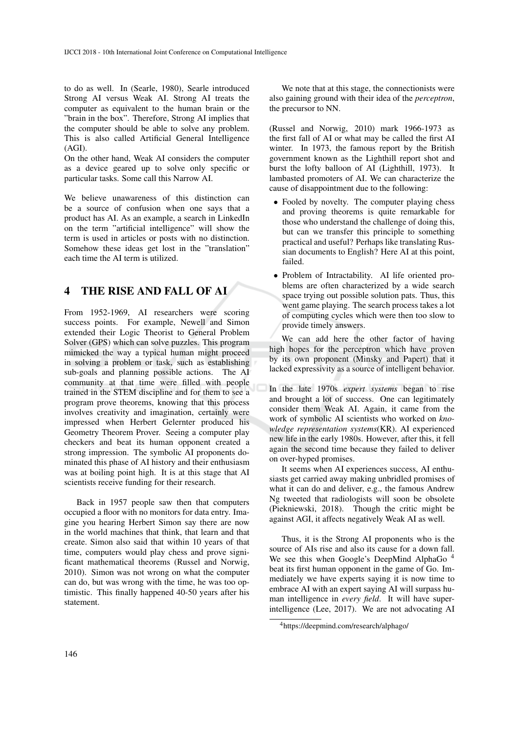to do as well. In (Searle, 1980), Searle introduced Strong AI versus Weak AI. Strong AI treats the computer as equivalent to the human brain or the "brain in the box". Therefore, Strong AI implies that the computer should be able to solve any problem. This is also called Artificial General Intelligence (AGI).
On the other hand, Weak AI considers the computer as a device geared up to solve only specific or particular tasks. Some call this Narrow AI.

We believe unawareness of this distinction can be a source of confusion when one says that a product has AI. As an example, a search in LinkedIn on the term "artificial intelligence" will show the term is used in articles or posts with no distinction. Somehow these ideas get lost in the "translation" each time the AI term is utilized.

# 4 THE RISE AND FALL OF AI

From 1952-1969, AI researchers were scoring success points. For example, Newell and Simon extended their Logic Theorist to General Problem Solver (GPS) which can solve puzzles. This program mimicked the way a typical human might proceed in solving a problem or task, such as establishing sub-goals and planning possible actions. The AI community at that time were filled with people trained in the STEM discipline and for them to see a program prove theorems, knowing that this process involves creativity and imagination, certainly were impressed when Herbert Gelernter produced his Geometry Theorem Prover. Seeing a computer play checkers and beat its human opponent created a strong impression. The symbolic AI proponents dominated this phase of AI history and their enthusiasm was at boiling point high. It is at this stage that AI scientists receive funding for their research.

Back in 1957 people saw then that computers occupied a floor with no monitors for data entry. Imagine you hearing Herbert Simon say there are now in the world machines that think, that learn and that create. Simon also said that within 10 years of that time, computers would play chess and prove significant mathematical theorems (Russel and Norwig, 2010). Simon was not wrong on what the computer can do, but was wrong with the time, he was too optimistic. This finally happened 40-50 years after his statement.

We note that at this stage, the connectionists were also gaining ground with their idea of the *perceptron*, the precursor to NN.

(Russel and Norwig, 2010) mark 1966-1973 as the first fall of AI or what may be called the first AI winter. In 1973, the famous report by the British government known as the Lighthill report shot and burst the lofty balloon of AI (Lighthill, 1973). It lambasted promoters of AI. We can characterize the cause of disappointment due to the following:

- Fooled by novelty. The computer playing chess and proving theorems is quite remarkable for those who understand the challenge of doing this, but can we transfer this principle to something practical and useful? Perhaps like translating Russian documents to English? Here AI at this point, failed.
- Problem of Intractability. AI life oriented problems are often characterized by a wide search space trying out possible solution pats. Thus, this went game playing. The search process takes a lot of computing cycles which were then too slow to provide timely answers.

We can add here the other factor of having high hopes for the perceptron which have proven by its own proponent (Minsky and Papert) that it lacked expressivity as a source of intelligent behavior.

In the late 1970s *expert systems* began to rise and brought a lot of success. One can legitimately consider them Weak AI. Again, it came from the work of symbolic AI scientists who worked on *knowledge representation systems*(KR). AI experienced new life in the early 1980s. However, after this, it fell again the second time because they failed to deliver on over-hyped promises.

It seems when AI experiences success, AI enthusiasts get carried away making unbridled promises of what it can do and deliver, e.g., the famous Andrew Ng tweeted that radiologists will soon be obsolete (Piekniewski, 2018). Though the critic might be against AGI, it affects negatively Weak AI as well.

Thus, it is the Strong AI proponents who is the source of AIs rise and also its cause for a down fall. We see this when Google's DeepMind AlphaGo [4] beat its first human opponent in the game of Go. Immediately we have experts saying it is now time to embrace AI with an expert saying AI will surpass human intelligence in *every field*. It will have superintelligence (Lee, 2017). We are not advocating AI

[4] https://deepmind.com/research/alphago/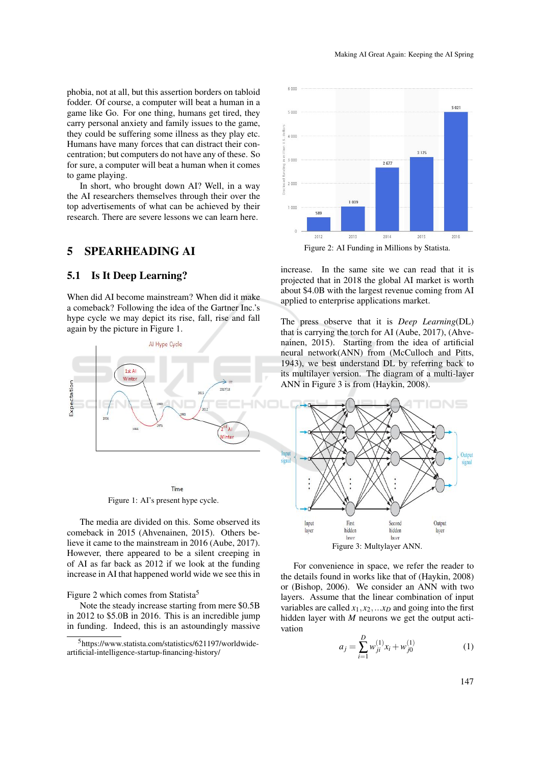phobia, not at all, but this assertion borders on tabloid fodder. Of course, a computer will beat a human in a game like Go. For one thing, humans get tired, they carry personal anxiety and family issues to the game, they could be suffering some illness as they play etc. Humans have many forces that can distract their concentration; but computers do not have any of these. So for sure, a computer will beat a human when it comes to game playing.

In short, who brought down AI? Well, in a way the AI researchers themselves through their over the top advertisements of what can be achieved by their research. There are severe lessons we can learn here.

# 5 SPEARHEADING AI

## 5.1 Is It Deep Learning?

When did AI become mainstream? When did it make a comeback? Following the idea of the Gartner Inc.'s hype cycle we may depict its rise, fall, rise and fall again by the picture in Figure 1.

Figure 1: AI's present hype cycle.

The media are divided on this. Some observed its comeback in 2015 (Ahvenainen, 2015). Others believe it came to the mainstream in 2016 (Aube, 2017). However, there appeared to be a silent creeping in of AI as far back as 2012 if we look at the funding increase in AI that happened world wide we see this in

Figure 2 which comes from Statista[5]

Note the steady increase starting from mere \$0.5B in 2012 to \$5.0B in 2016. This is an incredible jump in funding. Indeed, this is an astoundingly massive

Figure 2: AI Funding in Millions by Statista.

increase. In the same site we can read that it is projected that in 2018 the global AI market is worth about \$4.0B with the largest revenue coming from AI applied to enterprise applications market.

The press observe that it is *Deep Learning*(DL) that is carrying the torch for AI (Aube, 2017), (Ahvenainen, 2015). Starting from the idea of artificial neural network(ANN) from (McCulloch and Pitts, 1943), we best understand DL by referring back to its multilayer version. The diagram of a multi-layer ANN in Figure 3 is from (Haykin, 2008).

Figure 3: Multylayer ANN.

For convenience in space, we refer the reader to the details found in works like that of (Haykin, 2008) or (Bishop, 2006). We consider an ANN with two layers. Assume that the linear combination of input variables are called $x_1, x_2, \ldots x_D$ and going into the first hidden layer with $M$ neurons we get the output activation

$$a_j = \sum_{i=1}^{D} w_{ji}^{(1)} x_i + w_{j0}^{(1)} \tag{1}$$

[5] https://www.statista.com/statistics/621197/worldwide-artificial-intelligence-startup-financing-history/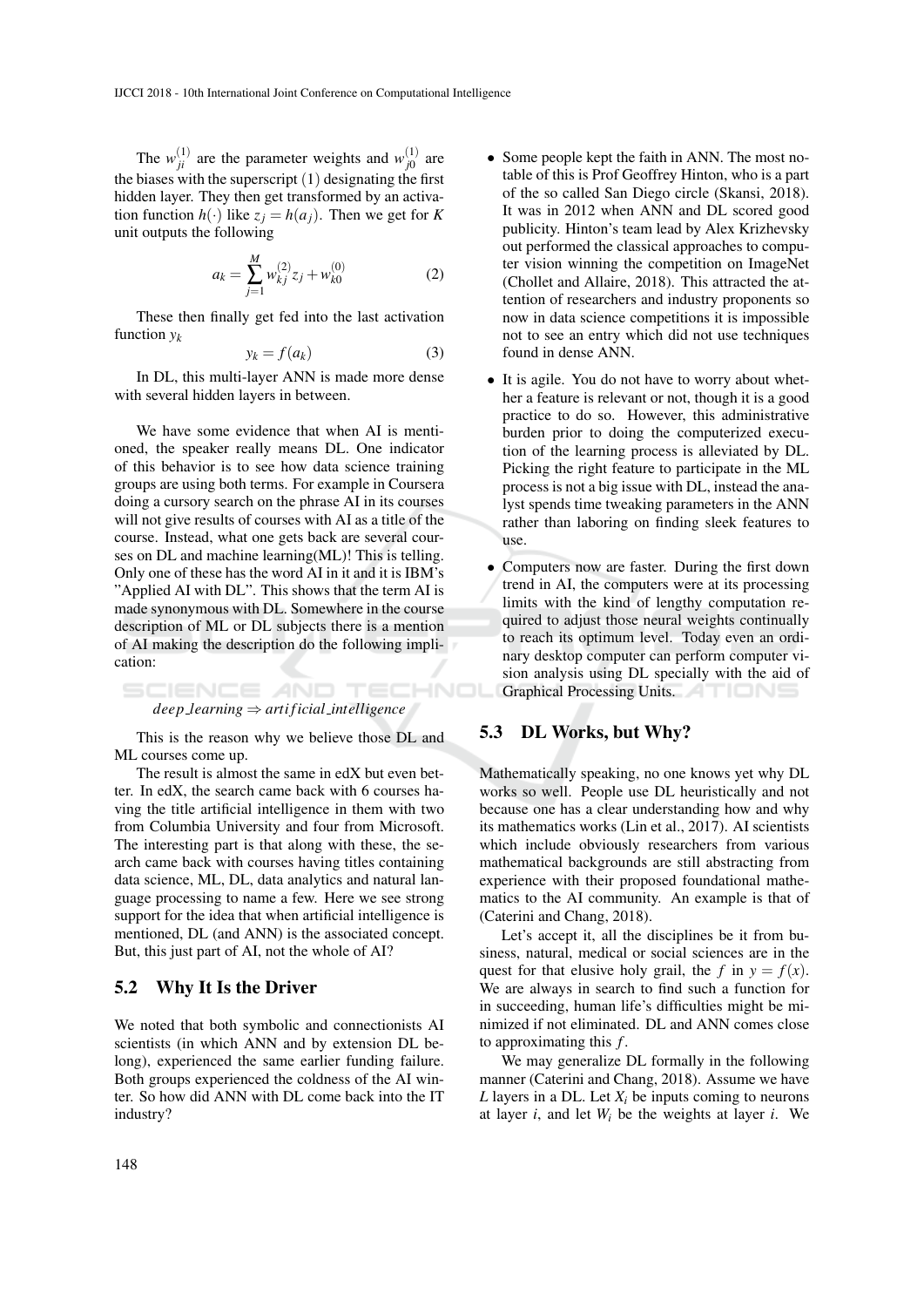The $w_{ji}^{(1)}$ are the parameter weights and $w_{j0}^{(1)}$ are the biases with the superscript (1) designating the first hidden layer. They then get transformed by an activation function $h(\cdot)$ like $z_j = h(a_j)$. Then we get for $K$ unit outputs the following

$$a_k = \sum_{j=1}^{M} w_{kj}^{(2)} z_j + w_{k0}^{(0)} \quad (2)$$

These then finally get fed into the last activation function $y_k$

$$y_k = f(a_k) \quad (3)$$

In DL, this multi-layer ANN is made more dense with several hidden layers in between.

We have some evidence that when AI is mentioned, the speaker really means DL. One indicator of this behavior is to see how data science training groups are using both terms. For example in Coursera doing a cursory search on the phrase AI in its courses will not give results of courses with AI as a title of the course. Instead, what one gets back are several courses on DL and machine learning(ML)! This is telling. Only one of these has the word AI in it and it is IBM's "Applied AI with DL". This shows that the term AI is made synonymous with DL. Somewhere in the course description of ML or DL subjects there is a mention of AI making the description do the following implication:

$$deep\_learning \Rightarrow artificial\_intelligence$$

This is the reason why we believe those DL and ML courses come up.

The result is almost the same in edX but even better. In edX, the search came back with 6 courses having the title artificial intelligence in them with two from Columbia University and four from Microsoft. The interesting part is that along with these, the search came back with courses having titles containing data science, ML, DL, data analytics and natural language processing to name a few. Here we see strong support for the idea that when artificial intelligence is mentioned, DL (and ANN) is the associated concept. But, this just part of AI, not the whole of AI?

## 5.2 Why It Is the Driver

We noted that both symbolic and connectionists AI scientists (in which ANN and by extension DL belong), experienced the same earlier funding failure. Both groups experienced the coldness of the AI winter. So how did ANN with DL come back into the IT industry?

- Some people kept the faith in ANN. The most notable of this is Prof Geoffrey Hinton, who is a part of the so called San Diego circle (Skansi, 2018). It was in 2012 when ANN and DL scored good publicity. Hinton's team lead by Alex Krizhevsky out performed the classical approaches to computer vision winning the competition on ImageNet (Chollet and Allaire, 2018). This attracted the attention of researchers and industry proponents so now in data science competitions it is impossible not to see an entry which did not use techniques found in dense ANN.
- It is agile. You do not have to worry about whether a feature is relevant or not, though it is a good practice to do so. However, this administrative burden prior to doing the computerized execution of the learning process is alleviated by DL. Picking the right feature to participate in the ML process is not a big issue with DL, instead the analyst spends time tweaking parameters in the ANN rather than laboring on finding sleek features to use.
- Computers now are faster. During the first down trend in AI, the computers were at its processing limits with the kind of lengthy computation required to adjust those neural weights continually to reach its optimum level. Today even an ordinary desktop computer can perform computer vision analysis using DL specially with the aid of Graphical Processing Units.

## 5.3 DL Works, but Why?

Mathematically speaking, no one knows yet why DL works so well. People use DL heuristically and not because one has a clear understanding how and why its mathematics works (Lin et al., 2017). AI scientists which include obviously researchers from various mathematical backgrounds are still abstracting from experience with their proposed foundational mathematics to the AI community. An example is that of (Caterini and Chang, 2018).

Let's accept it, all the disciplines be it from business, natural, medical or social sciences are in the quest for that elusive holy grail, the $f$ in $y = f(x)$. We are always in search to find such a function for in succeeding, human life's difficulties might be minimized if not eliminated. DL and ANN comes close to approximating this $f$.

We may generalize DL formally in the following manner (Caterini and Chang, 2018). Assume we have $L$ layers in a DL. Let $X_i$ be inputs coming to neurons at layer $i$, and let $W_i$ be the weights at layer $i$. We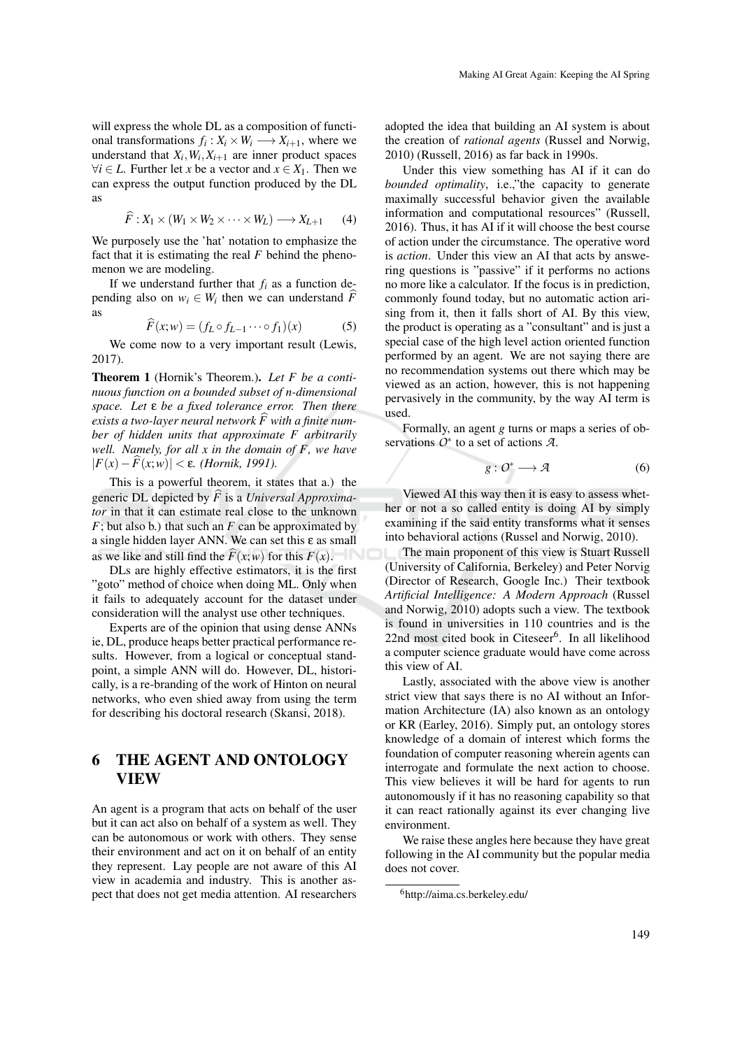will express the whole DL as a composition of functional transformations $f_i : X_i \times W_i \longrightarrow X_{i+1}$, where we understand that $X_i, W_i, X_{i+1}$ are inner product spaces $\forall i \in L$. Further let $x$ be a vector and $x \in X_1$. Then we can express the output function produced by the DL as

$$\widehat{F} : X_1 \times (W_1 \times W_2 \times \cdots \times W_L) \longrightarrow X_{L+1} \tag{4}$$

We purposely use the 'hat' notation to emphasize the fact that it is estimating the real $F$ behind the phenomenon we are modeling.

If we understand further that $f_i$ as a function depending also on $w_i \in W_i$ then we can understand $\widehat{F}$ as

$$\widehat{F}(x;w) = (f_L \circ f_{L-1} \cdots \circ f_1)(x) \tag{5}$$

We come now to a very important result (Lewis, 2017).

**Theorem 1** (Hornik's Theorem.). *Let $F$ be a continuous function on a bounded subset of n-dimensional space. Let $\varepsilon$ be a fixed tolerance error. Then there exists a two-layer neural network $\widehat{F}$ with a finite number of hidden units that approximate $F$ arbitrarily well. Namely, for all $x$ in the domain of $F$, we have $|F(x) - \widehat{F}(x;w)| < \varepsilon$. (Hornik, 1991).*

This is a powerful theorem, it states that a.) the generic DL depicted by $\widehat{F}$ is a *Universal Approximator* in that it can estimate real close to the unknown $F$; but also b.) that such an $F$ can be approximated by a single hidden layer ANN. We can set this $\varepsilon$ as small as we like and still find the $\widehat{F}(x;w)$ for this $F(x)$.

DLs are highly effective estimators, it is the first "goto" method of choice when doing ML. Only when it fails to adequately account for the dataset under consideration will the analyst use other techniques.

Experts are of the opinion that using dense ANNs ie, DL, produce heaps better practical performance results. However, from a logical or conceptual standpoint, a simple ANN will do. However, DL, historically, is a re-branding of the work of Hinton on neural networks, who even shied away from using the term for describing his doctoral research (Skansi, 2018).

## 6 THE AGENT AND ONTOLOGY VIEW

An agent is a program that acts on behalf of the user but it can act also on behalf of a system as well. They can be autonomous or work with others. They sense their environment and act on it on behalf of an entity they represent. Lay people are not aware of this AI view in academia and industry. This is another aspect that does not get media attention. AI researchers adopted the idea that building an AI system is about the creation of *rational agents* (Russel and Norwig, 2010) (Russell, 2016) as far back in 1990s.

Under this view something has AI if it can do *bounded optimality*, i.e.,"the capacity to generate maximally successful behavior given the available information and computational resources" (Russell, 2016). Thus, it has AI if it will choose the best course of action under the circumstance. The operative word is *action*. Under this view an AI that acts by answering questions is "passive" if it performs no actions no more like a calculator. If the focus is in prediction, commonly found today, but no automatic action arising from it, then it falls short of AI. By this view, the product is operating as a "consultant" and is just a special case of the high level action oriented function performed by an agent. We are not saying there are no recommendation systems out there which may be viewed as an action, however, this is not happening pervasively in the community, by the way AI term is used.

Formally, an agent $g$ turns or maps a series of observations $O^*$ to a set of actions $\mathcal{A}$.

$$g : O^* \longrightarrow \mathcal{A} \tag{6}$$

Viewed AI this way then it is easy to assess whether or not a so called entity is doing AI by simply examining if the said entity transforms what it senses into behavioral actions (Russel and Norwig, 2010).

The main proponent of this view is Stuart Russell (University of California, Berkeley) and Peter Norvig (Director of Research, Google Inc.) Their textbook *Artificial Intelligence: A Modern Approach* (Russel and Norwig, 2010) adopts such a view. The textbook is found in universities in 110 countries and is the 22nd most cited book in Citeseer[6]. In all likelihood a computer science graduate would have come across this view of AI.

Lastly, associated with the above view is another strict view that says there is no AI without an Information Architecture (IA) also known as an ontology or KR (Earley, 2016). Simply put, an ontology stores knowledge of a domain of interest which forms the foundation of computer reasoning wherein agents can interrogate and formulate the next action to choose. This view believes it will be hard for agents to run autonomously if it has no reasoning capability so that it can react rationally against its ever changing live environment.

We raise these angles here because they have great following in the AI community but the popular media does not cover.

[6]http://aima.cs.berkeley.edu/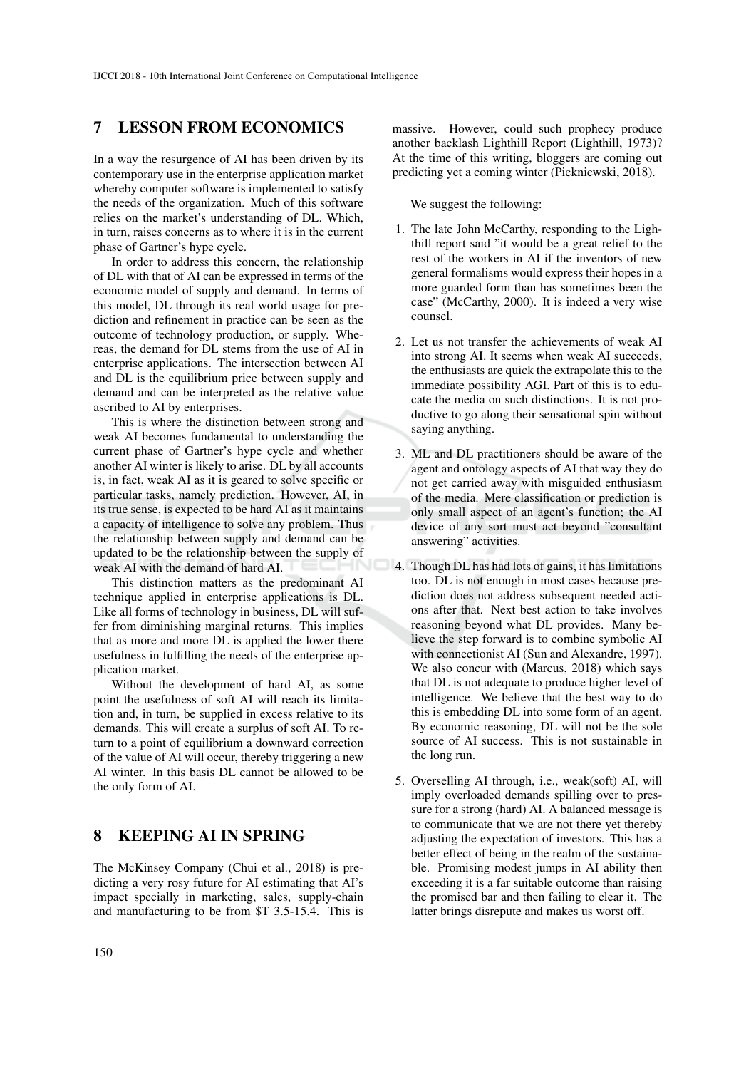## 7 LESSON FROM ECONOMICS

In a way the resurgence of AI has been driven by its contemporary use in the enterprise application market whereby computer software is implemented to satisfy the needs of the organization. Much of this software relies on the market's understanding of DL. Which, in turn, raises concerns as to where it is in the current phase of Gartner's hype cycle.

In order to address this concern, the relationship of DL with that of AI can be expressed in terms of the economic model of supply and demand. In terms of this model, DL through its real world usage for prediction and refinement in practice can be seen as the outcome of technology production, or supply. Whereas, the demand for DL stems from the use of AI in enterprise applications. The intersection between AI and DL is the equilibrium price between supply and demand and can be interpreted as the relative value ascribed to AI by enterprises.

This is where the distinction between strong and weak AI becomes fundamental to understanding the current phase of Gartner's hype cycle and whether another AI winter is likely to arise. DL by all accounts is, in fact, weak AI as it is geared to solve specific or particular tasks, namely prediction. However, AI, in its true sense, is expected to be hard AI as it maintains a capacity of intelligence to solve any problem. Thus the relationship between supply and demand can be updated to be the relationship between the supply of weak AI with the demand of hard AI.

This distinction matters as the predominant AI technique applied in enterprise applications is DL. Like all forms of technology in business, DL will suffer from diminishing marginal returns. This implies that as more and more DL is applied the lower there usefulness in fulfilling the needs of the enterprise application market.

Without the development of hard AI, as some point the usefulness of soft AI will reach its limitation and, in turn, be supplied in excess relative to its demands. This will create a surplus of soft AI. To return to a point of equilibrium a downward correction of the value of AI will occur, thereby triggering a new AI winter. In this basis DL cannot be allowed to be the only form of AI.

## 8 KEEPING AI IN SPRING

The McKinsey Company (Chui et al., 2018) is predicting a very rosy future for AI estimating that AI's impact specially in marketing, sales, supply-chain and manufacturing to be from $T 3.5-15.4. This is massive. However, could such prophecy produce another backlash Lighthill Report (Lighthill, 1973)? At the time of this writing, bloggers are coming out predicting yet a coming winter (Piekniewski, 2018).

We suggest the following:

1. The late John McCarthy, responding to the Lighthill report said "it would be a great relief to the rest of the workers in AI if the inventors of new general formalisms would express their hopes in a more guarded form than has sometimes been the case" (McCarthy, 2000). It is indeed a very wise counsel.

2. Let us not transfer the achievements of weak AI into strong AI. It seems when weak AI succeeds, the enthusiasts are quick the extrapolate this to the immediate possibility AGI. Part of this is to educate the media on such distinctions. It is not productive to go along their sensational spin without saying anything.

3. ML and DL practitioners should be aware of the agent and ontology aspects of AI that way they do not get carried away with misguided enthusiasm of the media. Mere classification or prediction is only small aspect of an agent's function; the AI device of any sort must act beyond "consultant answering" activities.

4. Though DL has had lots of gains, it has limitations too. DL is not enough in most cases because prediction does not address subsequent needed actions after that. Next best action to take involves reasoning beyond what DL provides. Many believe the step forward is to combine symbolic AI with connectionist AI (Sun and Alexandre, 1997). We also concur with (Marcus, 2018) which says that DL is not adequate to produce higher level of intelligence. We believe that the best way to do this is embedding DL into some form of an agent. By economic reasoning, DL will not be the sole source of AI success. This is not sustainable in the long run.

5. Overselling AI through, i.e., weak(soft) AI, will imply overloaded demands spilling over to pressure for a strong (hard) AI. A balanced message is to communicate that we are not there yet thereby adjusting the expectation of investors. This has a better effect of being in the realm of the sustainable. Promising modest jumps in AI ability then exceeding it is a far suitable outcome than raising the promised bar and then failing to clear it. The latter brings disrepute and makes us worst off.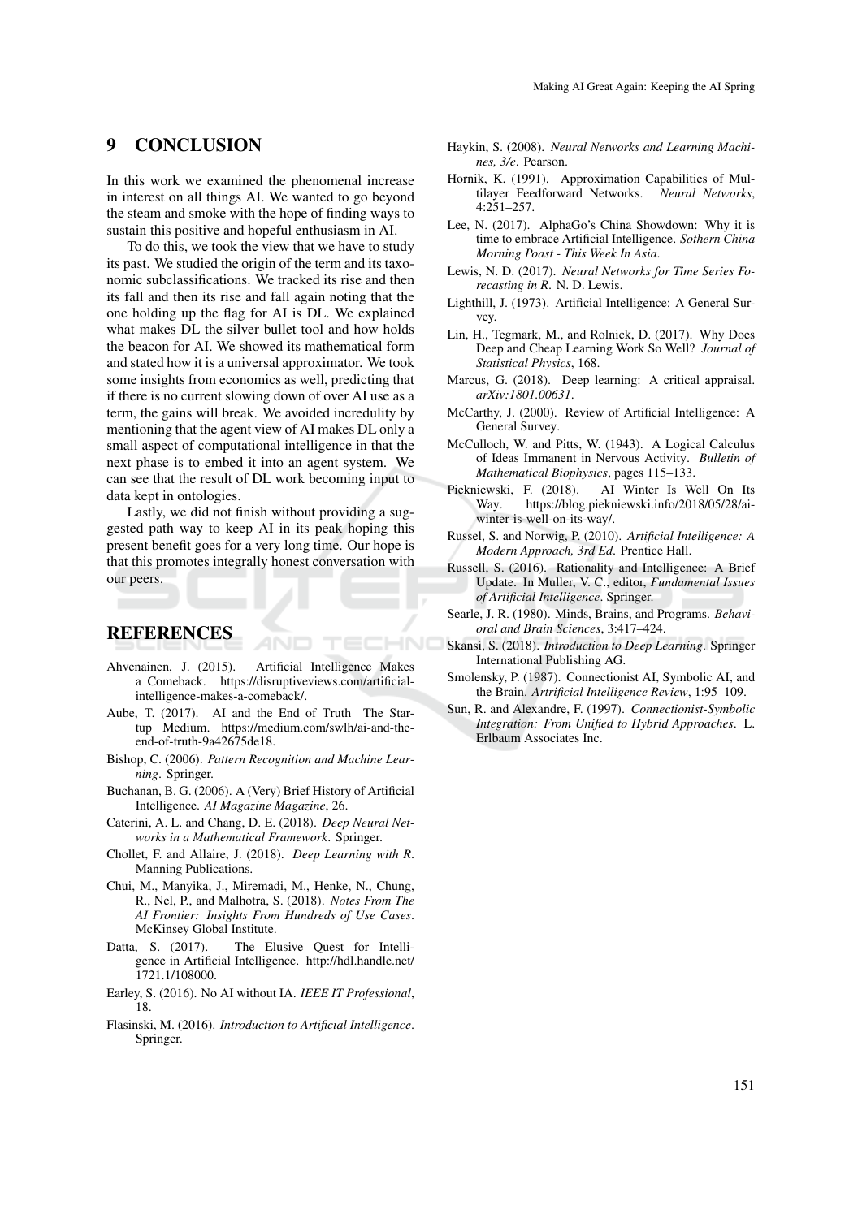## 9 CONCLUSION

In this work we examined the phenomenal increase in interest on all things AI. We wanted to go beyond the steam and smoke with the hope of finding ways to sustain this positive and hopeful enthusiasm in AI.

To do this, we took the view that we have to study its past. We studied the origin of the term and its taxonomic subclassifications. We tracked its rise and then its fall and then its rise and fall again noting that the one holding up the flag for AI is DL. We explained what makes DL the silver bullet tool and how holds the beacon for AI. We showed its mathematical form and stated how it is a universal approximator. We took some insights from economics as well, predicting that if there is no current slowing down of over AI use as a term, the gains will break. We avoided incredulity by mentioning that the agent view of AI makes DL only a small aspect of computational intelligence in that the next phase is to embed it into an agent system. We can see that the result of DL work becoming input to data kept in ontologies.

Lastly, we did not finish without providing a suggested path way to keep AI in its peak hoping this present benefit goes for a very long time. Our hope is that this promotes integrally honest conversation with our peers.

## REFERENCES

Ahvenainen, J. (2015). Artificial Intelligence Makes a Comeback. https://disruptiveviews.com/artificial-intelligence-makes-a-comeback/.

Aube, T. (2017). AI and the End of Truth The Startup Medium. https://medium.com/swlh/ai-and-the-end-of-truth-9a42675de18.

Bishop, C. (2006). *Pattern Recognition and Machine Learning*. Springer.

Buchanan, B. G. (2006). A (Very) Brief History of Artificial Intelligence. *AI Magazine Magazine*, 26.

Caterini, A. L. and Chang, D. E. (2018). *Deep Neural Networks in a Mathematical Framework*. Springer.

Chollet, F. and Allaire, J. (2018). *Deep Learning with R*. Manning Publications.

Chui, M., Manyika, J., Miremadi, M., Henke, N., Chung, R., Nel, P., and Malhotra, S. (2018). *Notes From The AI Frontier: Insights From Hundreds of Use Cases*. McKinsey Global Institute.

Datta, S. (2017). The Elusive Quest for Intelligence in Artificial Intelligence. http://hdl.handle.net/1721.1/108000.

Earley, S. (2016). No AI without IA. *IEEE IT Professional*, 18.

Flasinski, M. (2016). *Introduction to Artificial Intelligence*. Springer.

Haykin, S. (2008). *Neural Networks and Learning Machines, 3/e*. Pearson.

Hornik, K. (1991). Approximation Capabilities of Multilayer Feedforward Networks. *Neural Networks*, 4:251–257.

Lee, N. (2017). AlphaGo's China Showdown: Why it is time to embrace Artificial Intelligence. *Sothern China Morning Poast - This Week In Asia*.

Lewis, N. D. (2017). *Neural Networks for Time Series Forecasting in R*. N. D. Lewis.

Lighthill, J. (1973). Artificial Intelligence: A General Survey.

Lin, H., Tegmark, M., and Rolnick, D. (2017). Why Does Deep and Cheap Learning Work So Well? *Journal of Statistical Physics*, 168.

Marcus, G. (2018). Deep learning: A critical appraisal. *arXiv:1801.00631*.

McCarthy, J. (2000). Review of Artificial Intelligence: A General Survey.

McCulloch, W. and Pitts, W. (1943). A Logical Calculus of Ideas Immanent in Nervous Activity. *Bulletin of Mathematical Biophysics*, pages 115–133.

Piekniewski, F. (2018). AI Winter Is Well On Its Way. https://blog.piekniewski.info/2018/05/28/ai-winter-is-well-on-its-way/.

Russel, S. and Norwig, P. (2010). *Artificial Intelligence: A Modern Approach, 3rd Ed*. Prentice Hall.

Russell, S. (2016). Rationality and Intelligence: A Brief Update. In Muller, V. C., editor, *Fundamental Issues of Artificial Intelligence*. Springer.

Searle, J. R. (1980). Minds, Brains, and Programs. *Behavioral and Brain Sciences*, 3:417–424.

Skansi, S. (2018). *Introduction to Deep Learning*. Springer International Publishing AG.

Smolensky, P. (1987). Connectionist AI, Symbolic AI, and the Brain. *Artrificial Intelligence Review*, 1:95–109.

Sun, R. and Alexandre, F. (1997). *Connectionist-Symbolic Integration: From Unified to Hybrid Approaches*. L. Erlbaum Associates Inc.